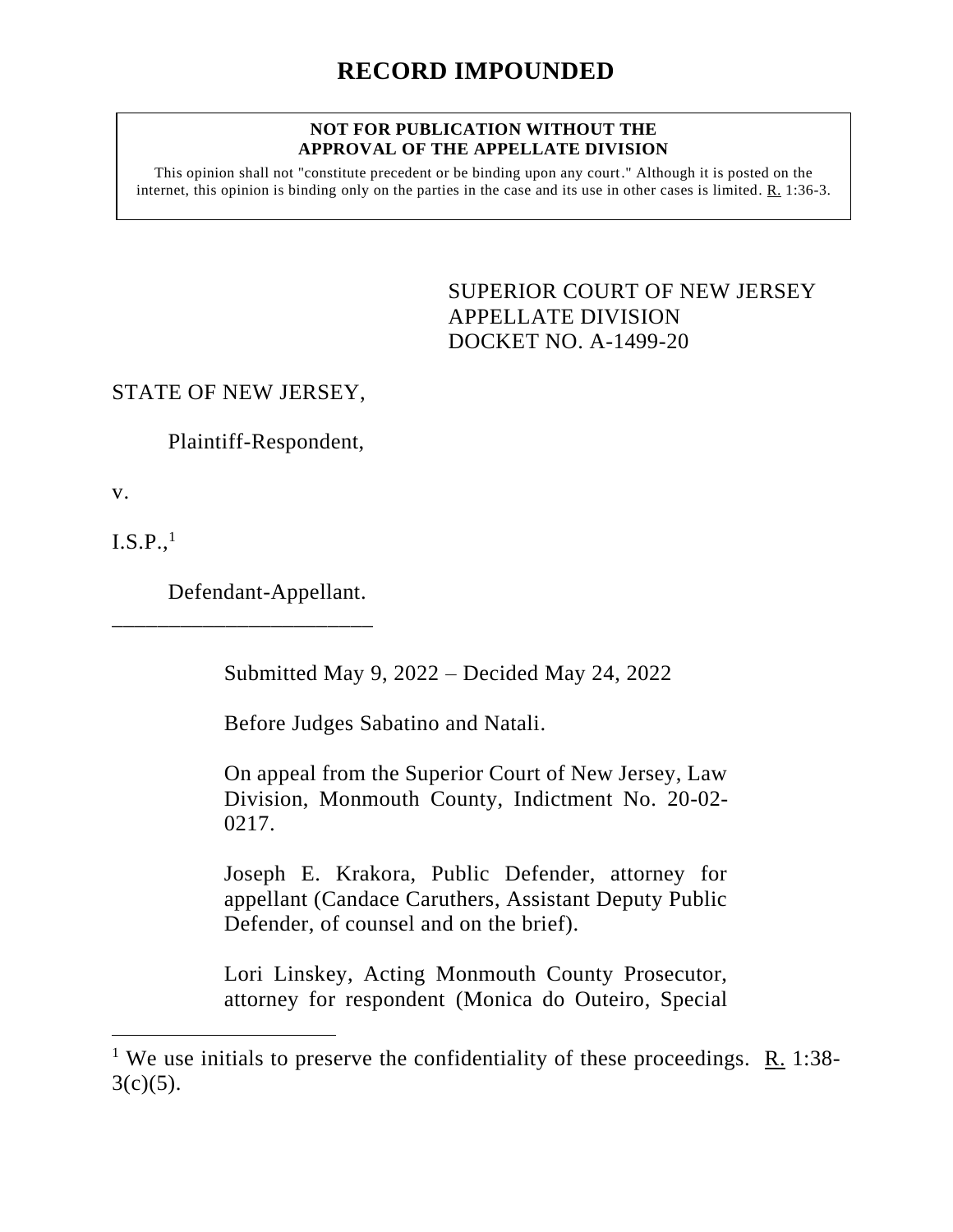# RECORD IMPOUNDED

**NOT FOR PUBLICATION WITHOUT THE APPROVAL OF THE APPELLATE DIVISION**

This opinion shall not "constitute precedent or be binding upon any court." Although it is posted on the internet, this opinion is binding only on the parties in the case and its use in other cases is limited. R. 1:36-3.

SUPERIOR COURT OF NEW JERSEY
APPELLATE DIVISION
DOCKET NO. A-1499-20

STATE OF NEW JERSEY,

Plaintiff-Respondent,

v.

I.S.P.,[1]

Defendant-Appellant.
_______________________

Submitted May 9, 2022 – Decided May 24, 2022

Before Judges Sabatino and Natali.

On appeal from the Superior Court of New Jersey, Law Division, Monmouth County, Indictment No. 20-02-0217.

Joseph E. Krakora, Public Defender, attorney for appellant (Candace Caruthers, Assistant Deputy Public Defender, of counsel and on the brief).

Lori Linskey, Acting Monmouth County Prosecutor, attorney for respondent (Monica do Outeiro, Special

[1] We use initials to preserve the confidentiality of these proceedings. R. 1:38-3(c)(5).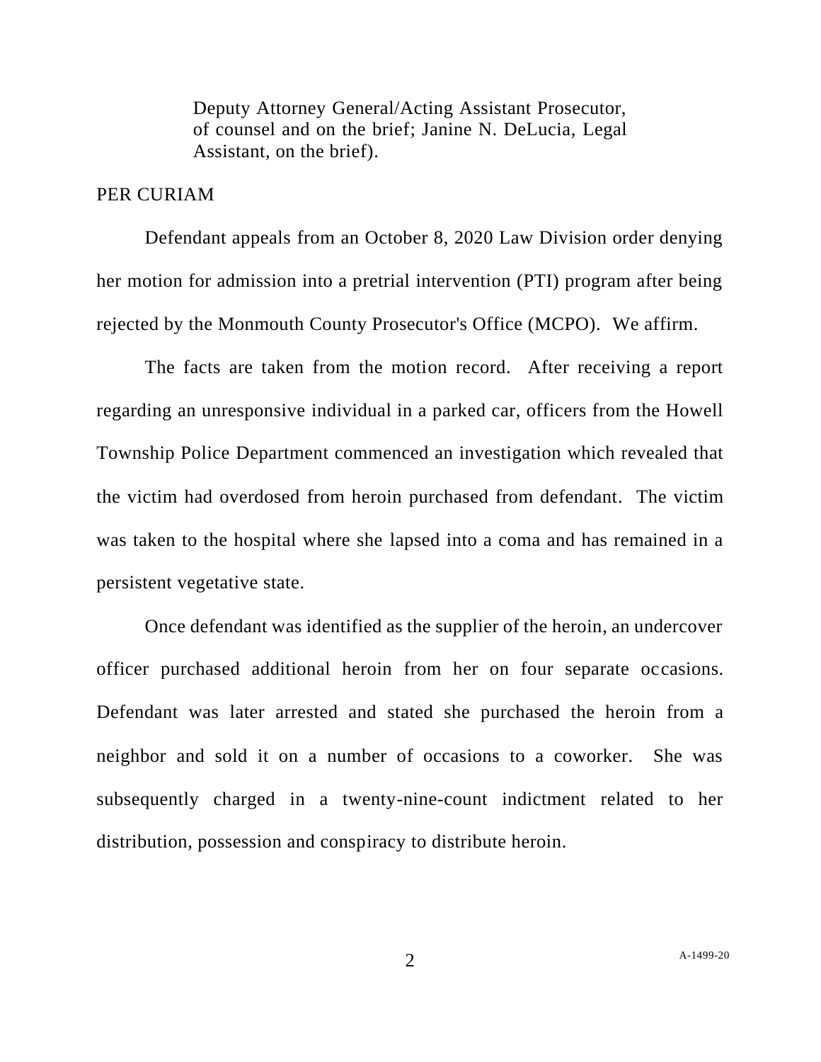Deputy Attorney General/Acting Assistant Prosecutor, of counsel and on the brief; Janine N. DeLucia, Legal Assistant, on the brief).

PER CURIAM

Defendant appeals from an October 8, 2020 Law Division order denying her motion for admission into a pretrial intervention (PTI) program after being rejected by the Monmouth County Prosecutor's Office (MCPO). We affirm.

The facts are taken from the motion record. After receiving a report regarding an unresponsive individual in a parked car, officers from the Howell Township Police Department commenced an investigation which revealed that the victim had overdosed from heroin purchased from defendant. The victim was taken to the hospital where she lapsed into a coma and has remained in a persistent vegetative state.

Once defendant was identified as the supplier of the heroin, an undercover officer purchased additional heroin from her on four separate occasions. Defendant was later arrested and stated she purchased the heroin from a neighbor and sold it on a number of occasions to a coworker. She was subsequently charged in a twenty-nine-count indictment related to her distribution, possession and conspiracy to distribute heroin.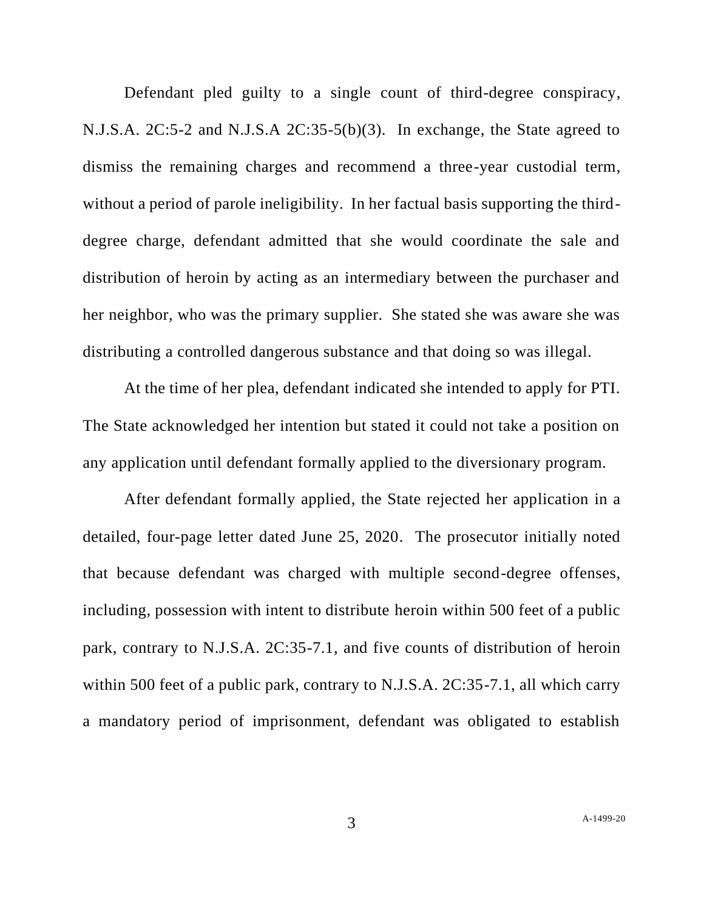Defendant pled guilty to a single count of third-degree conspiracy, N.J.S.A. 2C:5-2 and N.J.S.A 2C:35-5(b)(3). In exchange, the State agreed to dismiss the remaining charges and recommend a three-year custodial term, without a period of parole ineligibility. In her factual basis supporting the third-degree charge, defendant admitted that she would coordinate the sale and distribution of heroin by acting as an intermediary between the purchaser and her neighbor, who was the primary supplier. She stated she was aware she was distributing a controlled dangerous substance and that doing so was illegal.

At the time of her plea, defendant indicated she intended to apply for PTI. The State acknowledged her intention but stated it could not take a position on any application until defendant formally applied to the diversionary program.

After defendant formally applied, the State rejected her application in a detailed, four-page letter dated June 25, 2020. The prosecutor initially noted that because defendant was charged with multiple second-degree offenses, including, possession with intent to distribute heroin within 500 feet of a public park, contrary to N.J.S.A. 2C:35-7.1, and five counts of distribution of heroin within 500 feet of a public park, contrary to N.J.S.A. 2C:35-7.1, all which carry a mandatory period of imprisonment, defendant was obligated to establish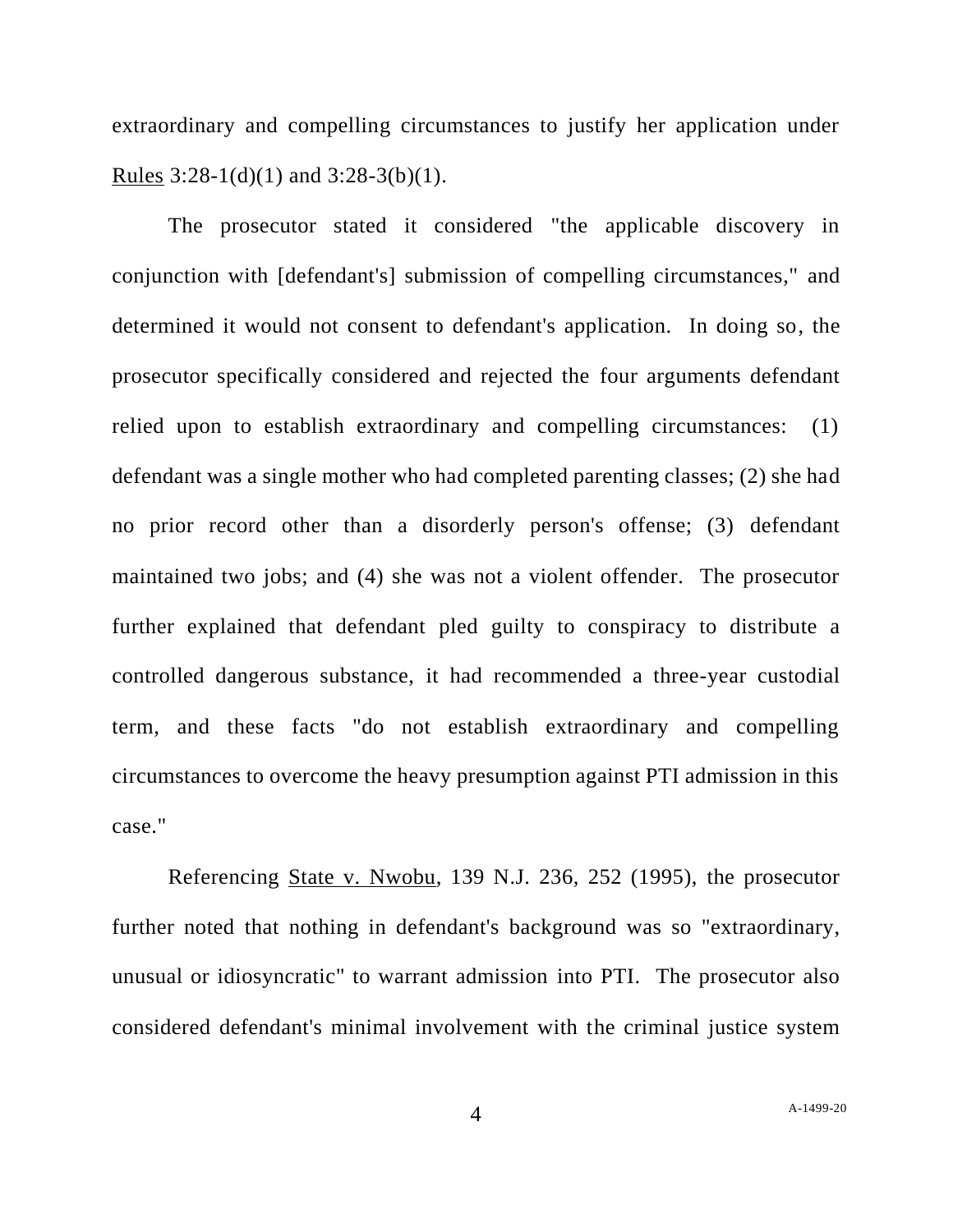extraordinary and compelling circumstances to justify her application under Rules 3:28-1(d)(1) and 3:28-3(b)(1).

The prosecutor stated it considered "the applicable discovery in conjunction with [defendant's] submission of compelling circumstances," and determined it would not consent to defendant's application. In doing so, the prosecutor specifically considered and rejected the four arguments defendant relied upon to establish extraordinary and compelling circumstances: (1) defendant was a single mother who had completed parenting classes; (2) she had no prior record other than a disorderly person's offense; (3) defendant maintained two jobs; and (4) she was not a violent offender. The prosecutor further explained that defendant pled guilty to conspiracy to distribute a controlled dangerous substance, it had recommended a three-year custodial term, and these facts "do not establish extraordinary and compelling circumstances to overcome the heavy presumption against PTI admission in this case."

Referencing State v. Nwobu, 139 N.J. 236, 252 (1995), the prosecutor further noted that nothing in defendant's background was so "extraordinary, unusual or idiosyncratic" to warrant admission into PTI. The prosecutor also considered defendant's minimal involvement with the criminal justice system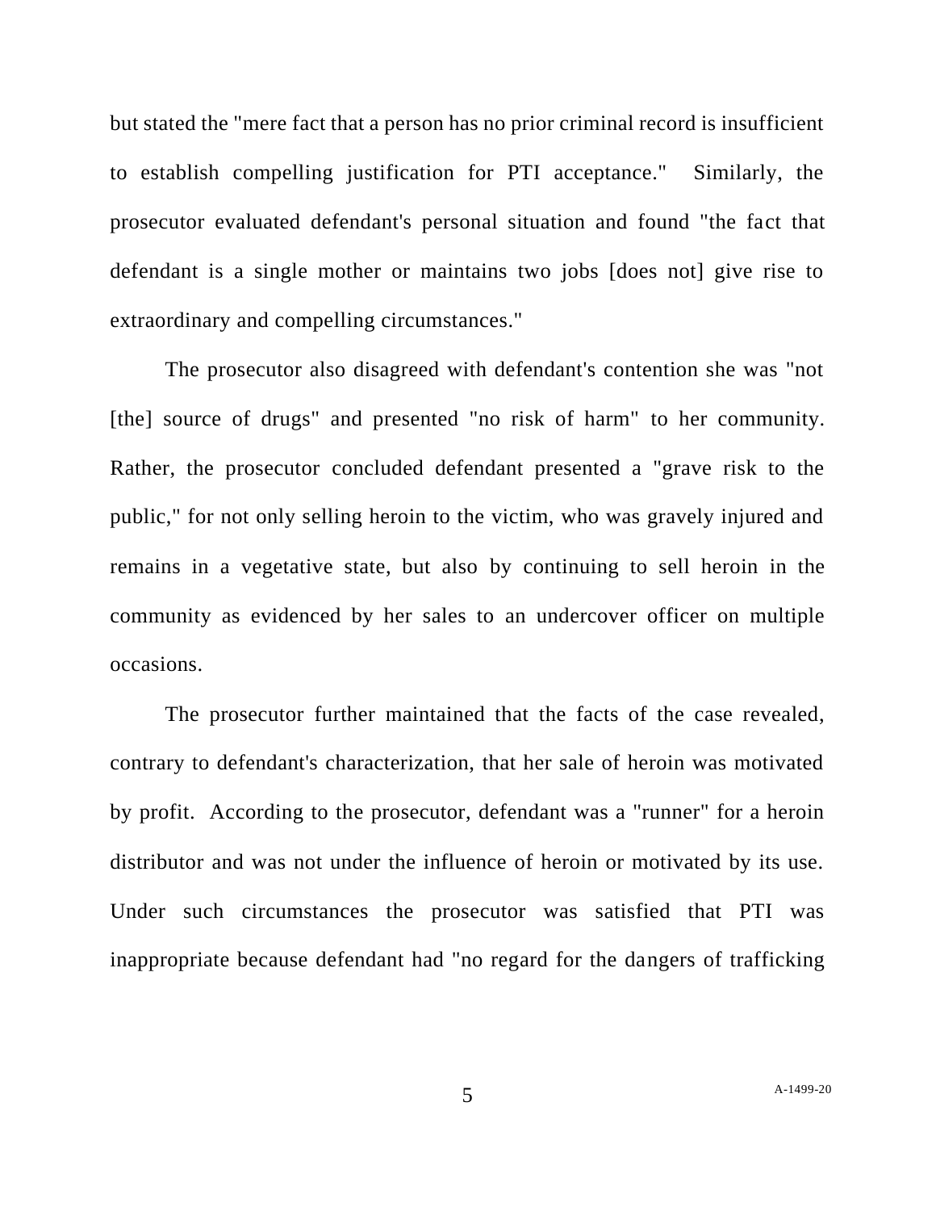but stated the "mere fact that a person has no prior criminal record is insufficient to establish compelling justification for PTI acceptance." Similarly, the prosecutor evaluated defendant's personal situation and found "the fact that defendant is a single mother or maintains two jobs [does not] give rise to extraordinary and compelling circumstances."

The prosecutor also disagreed with defendant's contention she was "not [the] source of drugs" and presented "no risk of harm" to her community. Rather, the prosecutor concluded defendant presented a "grave risk to the public," for not only selling heroin to the victim, who was gravely injured and remains in a vegetative state, but also by continuing to sell heroin in the community as evidenced by her sales to an undercover officer on multiple occasions.

The prosecutor further maintained that the facts of the case revealed, contrary to defendant's characterization, that her sale of heroin was motivated by profit. According to the prosecutor, defendant was a "runner" for a heroin distributor and was not under the influence of heroin or motivated by its use. Under such circumstances the prosecutor was satisfied that PTI was inappropriate because defendant had "no regard for the dangers of trafficking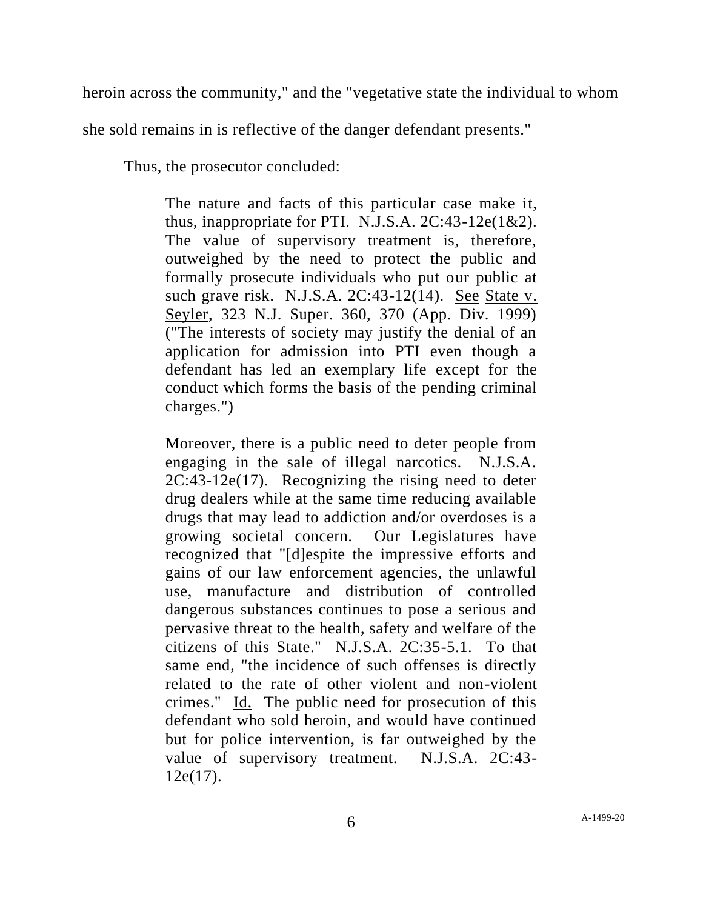heroin across the community," and the "vegetative state the individual to whom she sold remains in is reflective of the danger defendant presents."

Thus, the prosecutor concluded:

> The nature and facts of this particular case make it, thus, inappropriate for PTI. N.J.S.A. 2C:43-12e(1&2). The value of supervisory treatment is, therefore, outweighed by the need to protect the public and formally prosecute individuals who put our public at such grave risk. N.J.S.A. 2C:43-12(14). See State v. Seyler, 323 N.J. Super. 360, 370 (App. Div. 1999) ("The interests of society may justify the denial of an application for admission into PTI even though a defendant has led an exemplary life except for the conduct which forms the basis of the pending criminal charges.")
>
> Moreover, there is a public need to deter people from engaging in the sale of illegal narcotics. N.J.S.A. 2C:43-12e(17). Recognizing the rising need to deter drug dealers while at the same time reducing available drugs that may lead to addiction and/or overdoses is a growing societal concern. Our Legislatures have recognized that "[d]espite the impressive efforts and gains of our law enforcement agencies, the unlawful use, manufacture and distribution of controlled dangerous substances continues to pose a serious and pervasive threat to the health, safety and welfare of the citizens of this State." N.J.S.A. 2C:35-5.1. To that same end, "the incidence of such offenses is directly related to the rate of other violent and non-violent crimes." Id. The public need for prosecution of this defendant who sold heroin, and would have continued but for police intervention, is far outweighed by the value of supervisory treatment. N.J.S.A. 2C:43-12e(17).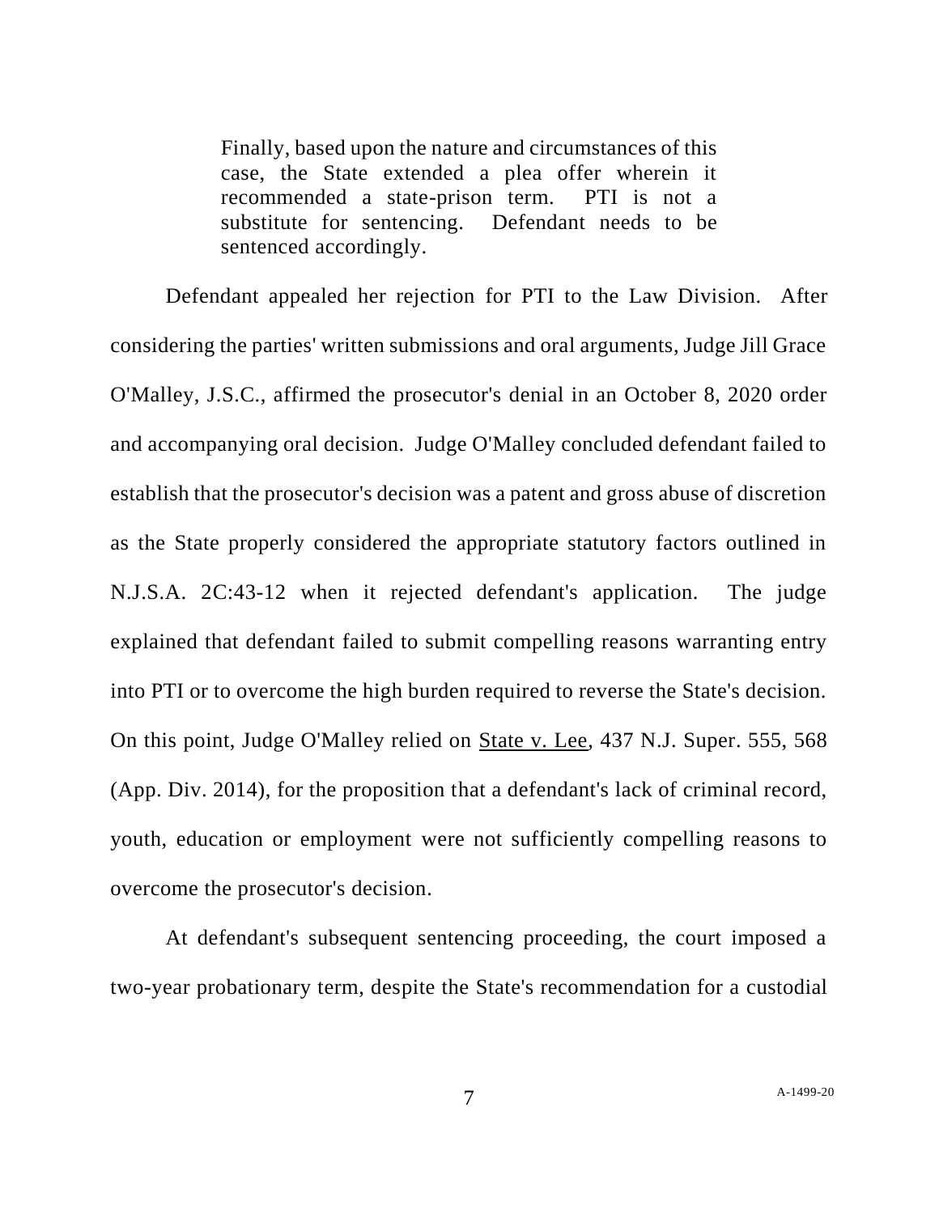> Finally, based upon the nature and circumstances of this case, the State extended a plea offer wherein it recommended a state-prison term. PTI is not a substitute for sentencing. Defendant needs to be sentenced accordingly.

Defendant appealed her rejection for PTI to the Law Division. After considering the parties' written submissions and oral arguments, Judge Jill Grace O'Malley, J.S.C., affirmed the prosecutor's denial in an October 8, 2020 order and accompanying oral decision. Judge O'Malley concluded defendant failed to establish that the prosecutor's decision was a patent and gross abuse of discretion as the State properly considered the appropriate statutory factors outlined in N.J.S.A. 2C:43-12 when it rejected defendant's application. The judge explained that defendant failed to submit compelling reasons warranting entry into PTI or to overcome the high burden required to reverse the State's decision. On this point, Judge O'Malley relied on State v. Lee, 437 N.J. Super. 555, 568 (App. Div. 2014), for the proposition that a defendant's lack of criminal record, youth, education or employment were not sufficiently compelling reasons to overcome the prosecutor's decision.

At defendant's subsequent sentencing proceeding, the court imposed a two-year probationary term, despite the State's recommendation for a custodial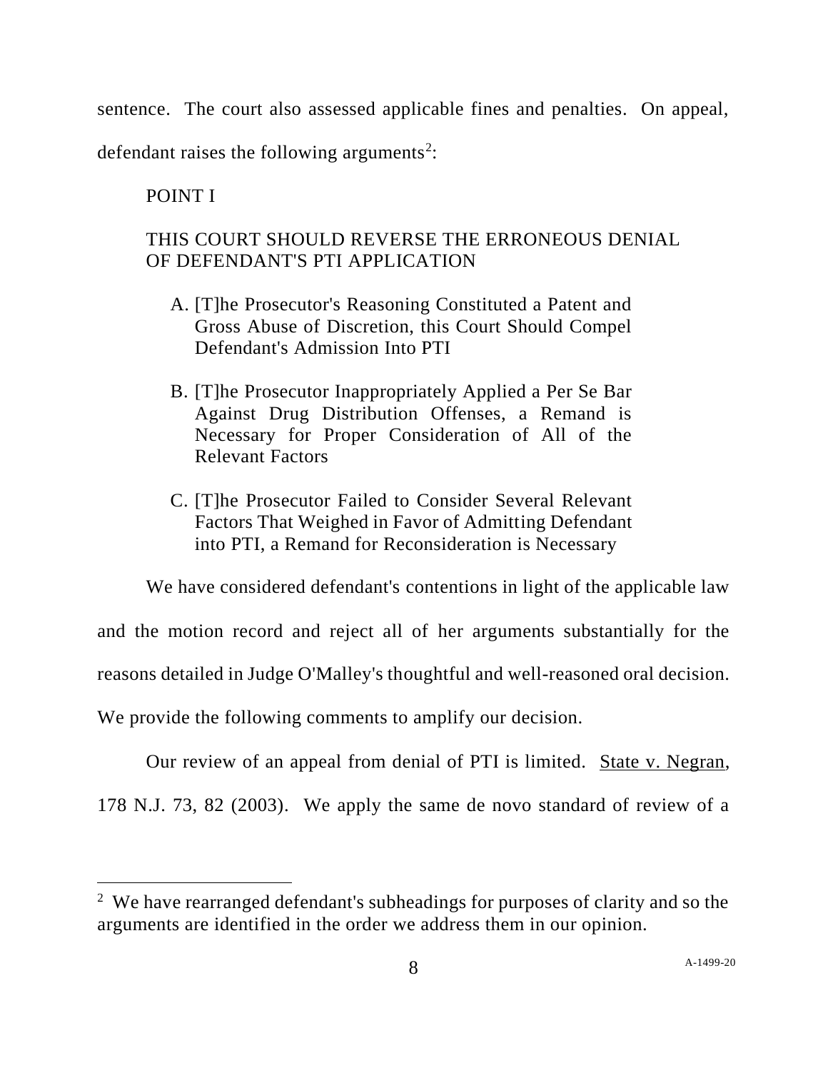sentence. The court also assessed applicable fines and penalties. On appeal, defendant raises the following arguments[2]:

POINT I

THIS COURT SHOULD REVERSE THE ERRONEOUS DENIAL OF DEFENDANT'S PTI APPLICATION

A. [T]he Prosecutor's Reasoning Constituted a Patent and Gross Abuse of Discretion, this Court Should Compel Defendant's Admission Into PTI

B. [T]he Prosecutor Inappropriately Applied a Per Se Bar Against Drug Distribution Offenses, a Remand is Necessary for Proper Consideration of All of the Relevant Factors

C. [T]he Prosecutor Failed to Consider Several Relevant Factors That Weighed in Favor of Admitting Defendant into PTI, a Remand for Reconsideration is Necessary

We have considered defendant's contentions in light of the applicable law and the motion record and reject all of her arguments substantially for the reasons detailed in Judge O'Malley's thoughtful and well-reasoned oral decision. We provide the following comments to amplify our decision.

Our review of an appeal from denial of PTI is limited. State v. Negran, 178 N.J. 73, 82 (2003). We apply the same de novo standard of review of a

[2] We have rearranged defendant's subheadings for purposes of clarity and so the arguments are identified in the order we address them in our opinion.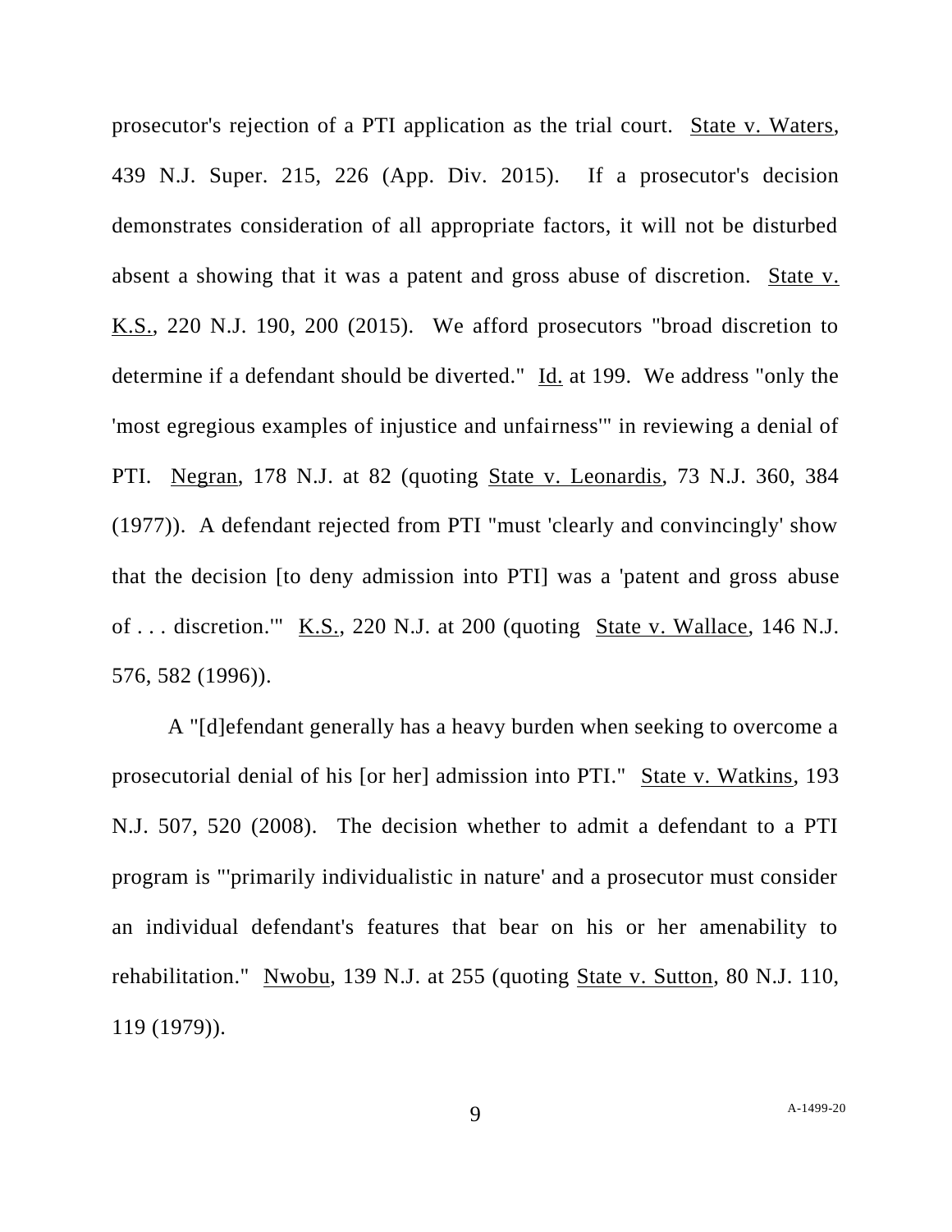prosecutor's rejection of a PTI application as the trial court. State v. Waters, 439 N.J. Super. 215, 226 (App. Div. 2015). If a prosecutor's decision demonstrates consideration of all appropriate factors, it will not be disturbed absent a showing that it was a patent and gross abuse of discretion. State v. K.S., 220 N.J. 190, 200 (2015). We afford prosecutors "broad discretion to determine if a defendant should be diverted." Id. at 199. We address "only the 'most egregious examples of injustice and unfairness'" in reviewing a denial of PTI. Negran, 178 N.J. at 82 (quoting State v. Leonardis, 73 N.J. 360, 384 (1977)). A defendant rejected from PTI "must 'clearly and convincingly' show that the decision [to deny admission into PTI] was a 'patent and gross abuse of . . . discretion.'" K.S., 220 N.J. at 200 (quoting State v. Wallace, 146 N.J. 576, 582 (1996)).

A "[d]efendant generally has a heavy burden when seeking to overcome a prosecutorial denial of his [or her] admission into PTI." State v. Watkins, 193 N.J. 507, 520 (2008). The decision whether to admit a defendant to a PTI program is "'primarily individualistic in nature' and a prosecutor must consider an individual defendant's features that bear on his or her amenability to rehabilitation." Nwobu, 139 N.J. at 255 (quoting State v. Sutton, 80 N.J. 110, 119 (1979)).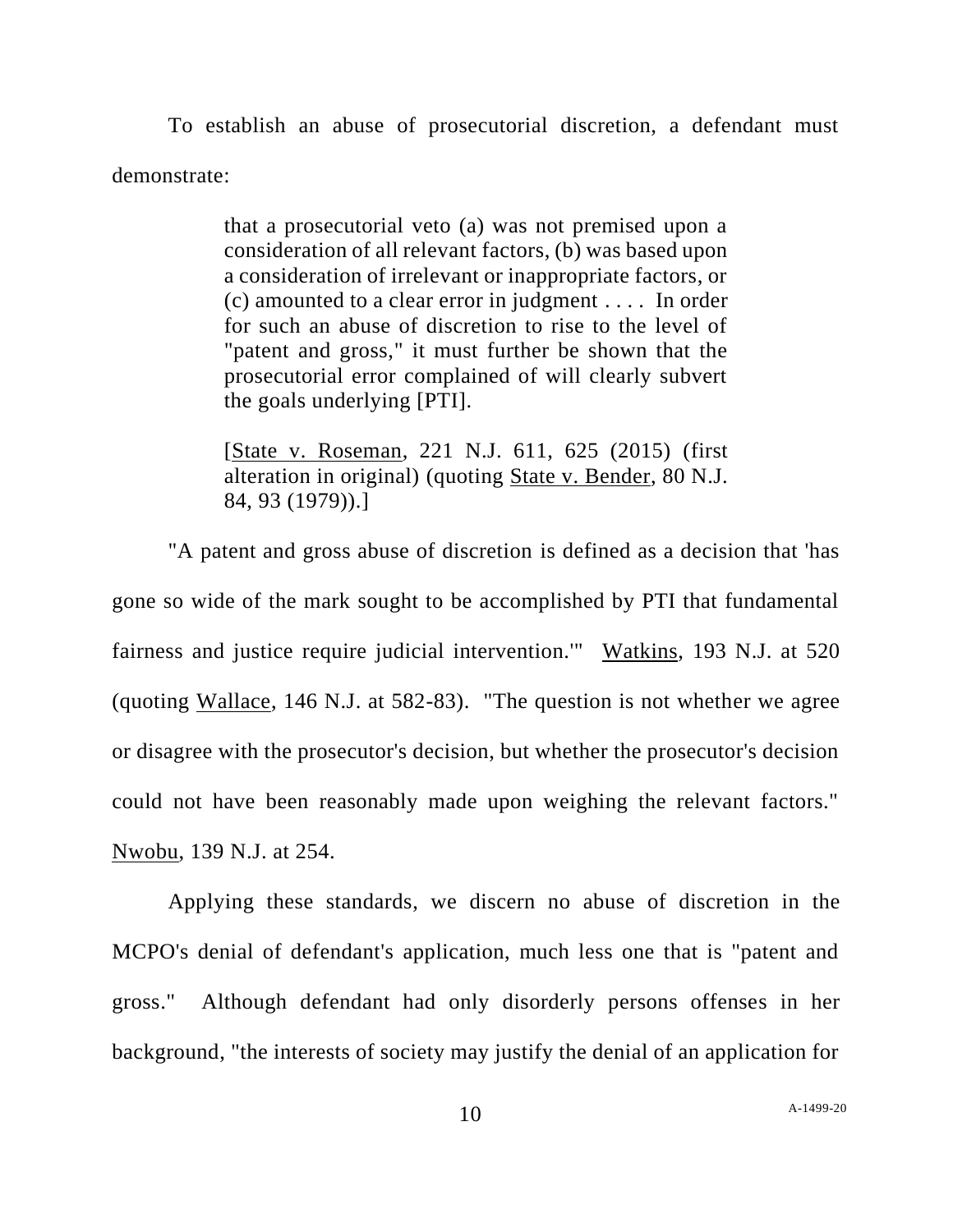To establish an abuse of prosecutorial discretion, a defendant must demonstrate:

> that a prosecutorial veto (a) was not premised upon a consideration of all relevant factors, (b) was based upon a consideration of irrelevant or inappropriate factors, or (c) amounted to a clear error in judgment . . . . In order for such an abuse of discretion to rise to the level of "patent and gross," it must further be shown that the prosecutorial error complained of will clearly subvert the goals underlying [PTI].
>
> [State v. Roseman, 221 N.J. 611, 625 (2015) (first alteration in original) (quoting State v. Bender, 80 N.J. 84, 93 (1979)).]

"A patent and gross abuse of discretion is defined as a decision that 'has gone so wide of the mark sought to be accomplished by PTI that fundamental fairness and justice require judicial intervention.'" Watkins, 193 N.J. at 520 (quoting Wallace, 146 N.J. at 582-83). "The question is not whether we agree or disagree with the prosecutor's decision, but whether the prosecutor's decision could not have been reasonably made upon weighing the relevant factors." Nwobu, 139 N.J. at 254.

Applying these standards, we discern no abuse of discretion in the MCPO's denial of defendant's application, much less one that is "patent and gross." Although defendant had only disorderly persons offenses in her background, "the interests of society may justify the denial of an application for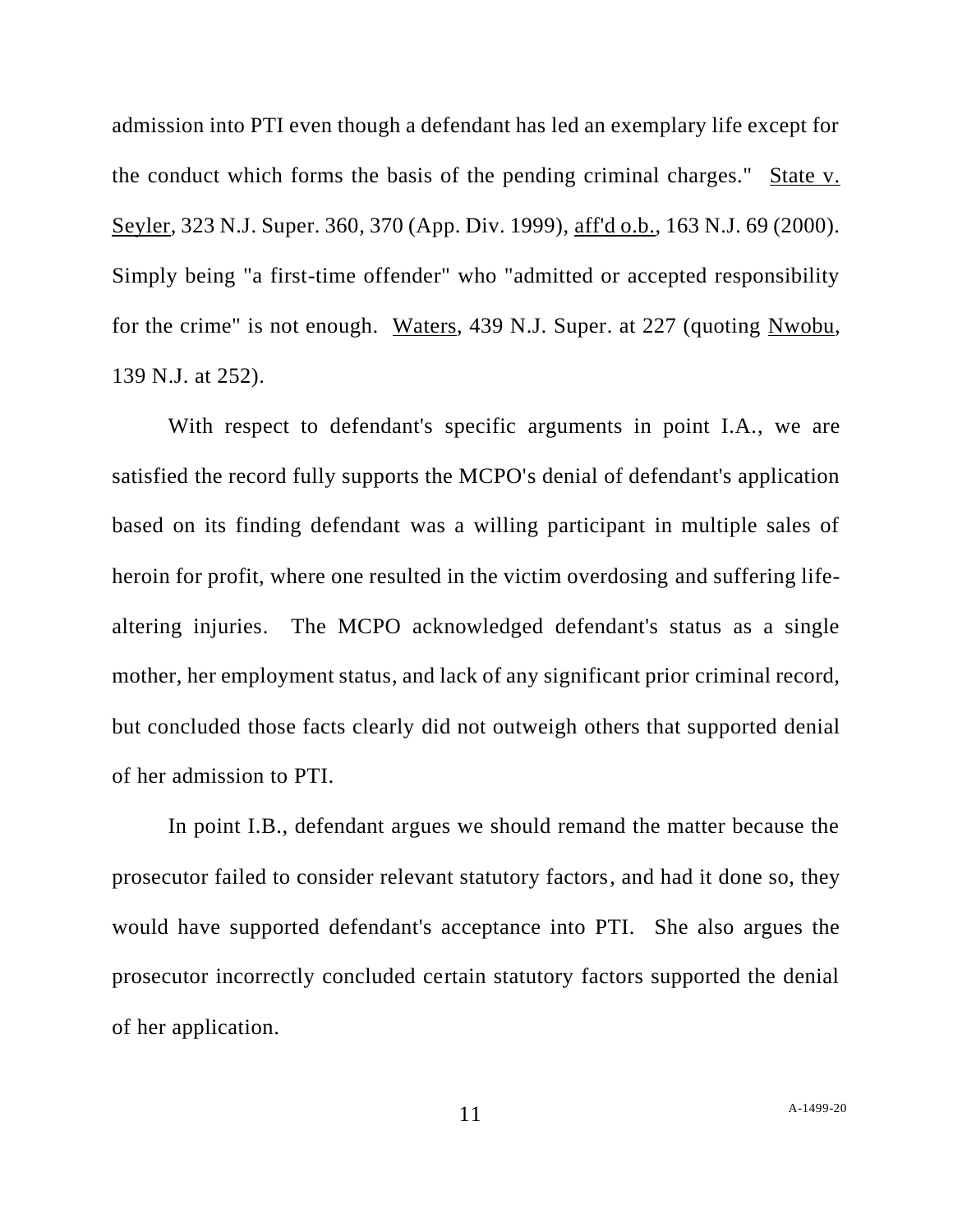admission into PTI even though a defendant has led an exemplary life except for the conduct which forms the basis of the pending criminal charges." State v. Seyler, 323 N.J. Super. 360, 370 (App. Div. 1999), aff'd o.b., 163 N.J. 69 (2000). Simply being "a first-time offender" who "admitted or accepted responsibility for the crime" is not enough. Waters, 439 N.J. Super. at 227 (quoting Nwobu, 139 N.J. at 252).

With respect to defendant's specific arguments in point I.A., we are satisfied the record fully supports the MCPO's denial of defendant's application based on its finding defendant was a willing participant in multiple sales of heroin for profit, where one resulted in the victim overdosing and suffering life-altering injuries. The MCPO acknowledged defendant's status as a single mother, her employment status, and lack of any significant prior criminal record, but concluded those facts clearly did not outweigh others that supported denial of her admission to PTI.

In point I.B., defendant argues we should remand the matter because the prosecutor failed to consider relevant statutory factors, and had it done so, they would have supported defendant's acceptance into PTI. She also argues the prosecutor incorrectly concluded certain statutory factors supported the denial of her application.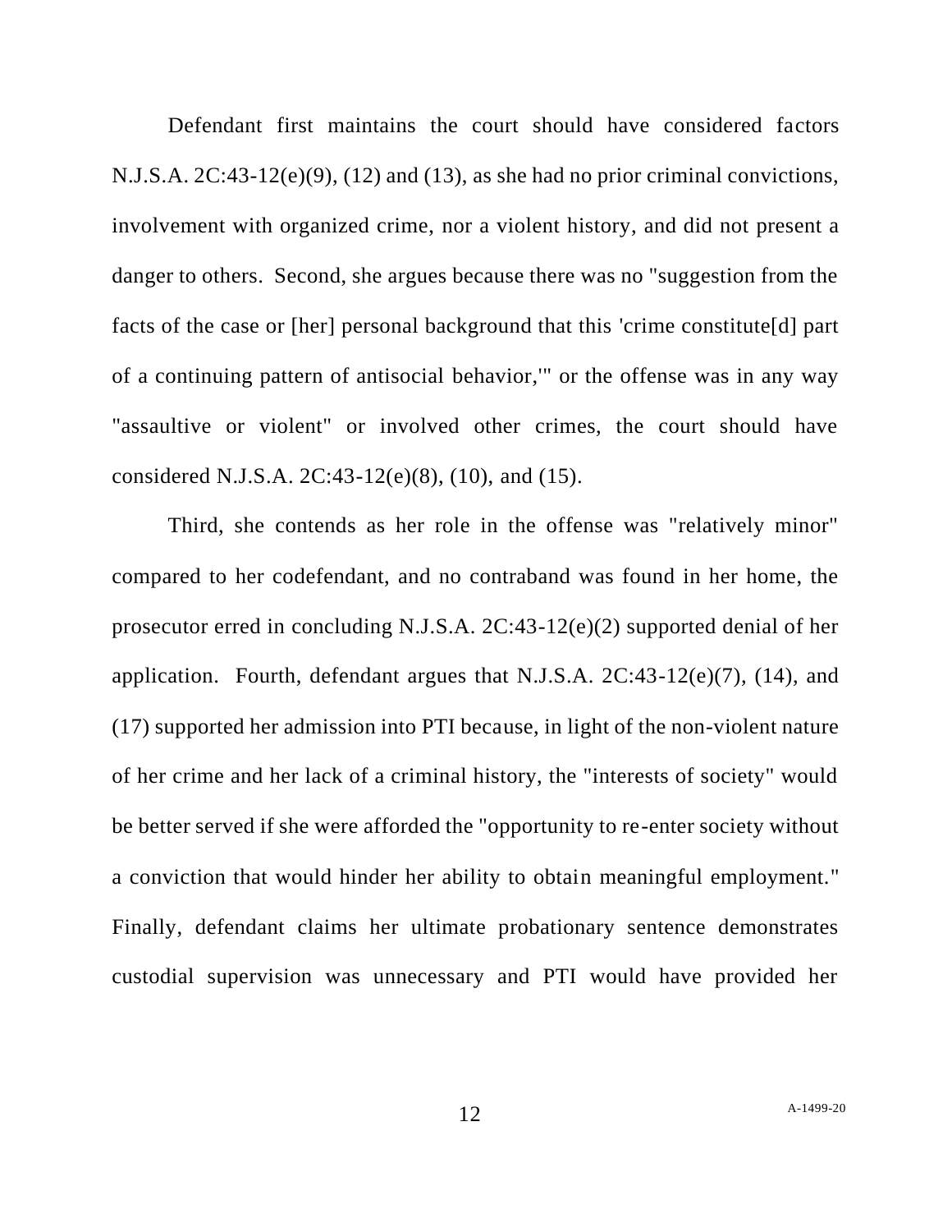Defendant first maintains the court should have considered factors N.J.S.A. 2C:43-12(e)(9), (12) and (13), as she had no prior criminal convictions, involvement with organized crime, nor a violent history, and did not present a danger to others. Second, she argues because there was no "suggestion from the facts of the case or [her] personal background that this 'crime constitute[d] part of a continuing pattern of antisocial behavior,'" or the offense was in any way "assaultive or violent" or involved other crimes, the court should have considered N.J.S.A. 2C:43-12(e)(8), (10), and (15).

Third, she contends as her role in the offense was "relatively minor" compared to her codefendant, and no contraband was found in her home, the prosecutor erred in concluding N.J.S.A. 2C:43-12(e)(2) supported denial of her application. Fourth, defendant argues that N.J.S.A. 2C:43-12(e)(7), (14), and (17) supported her admission into PTI because, in light of the non-violent nature of her crime and her lack of a criminal history, the "interests of society" would be better served if she were afforded the "opportunity to re-enter society without a conviction that would hinder her ability to obtain meaningful employment." Finally, defendant claims her ultimate probationary sentence demonstrates custodial supervision was unnecessary and PTI would have provided her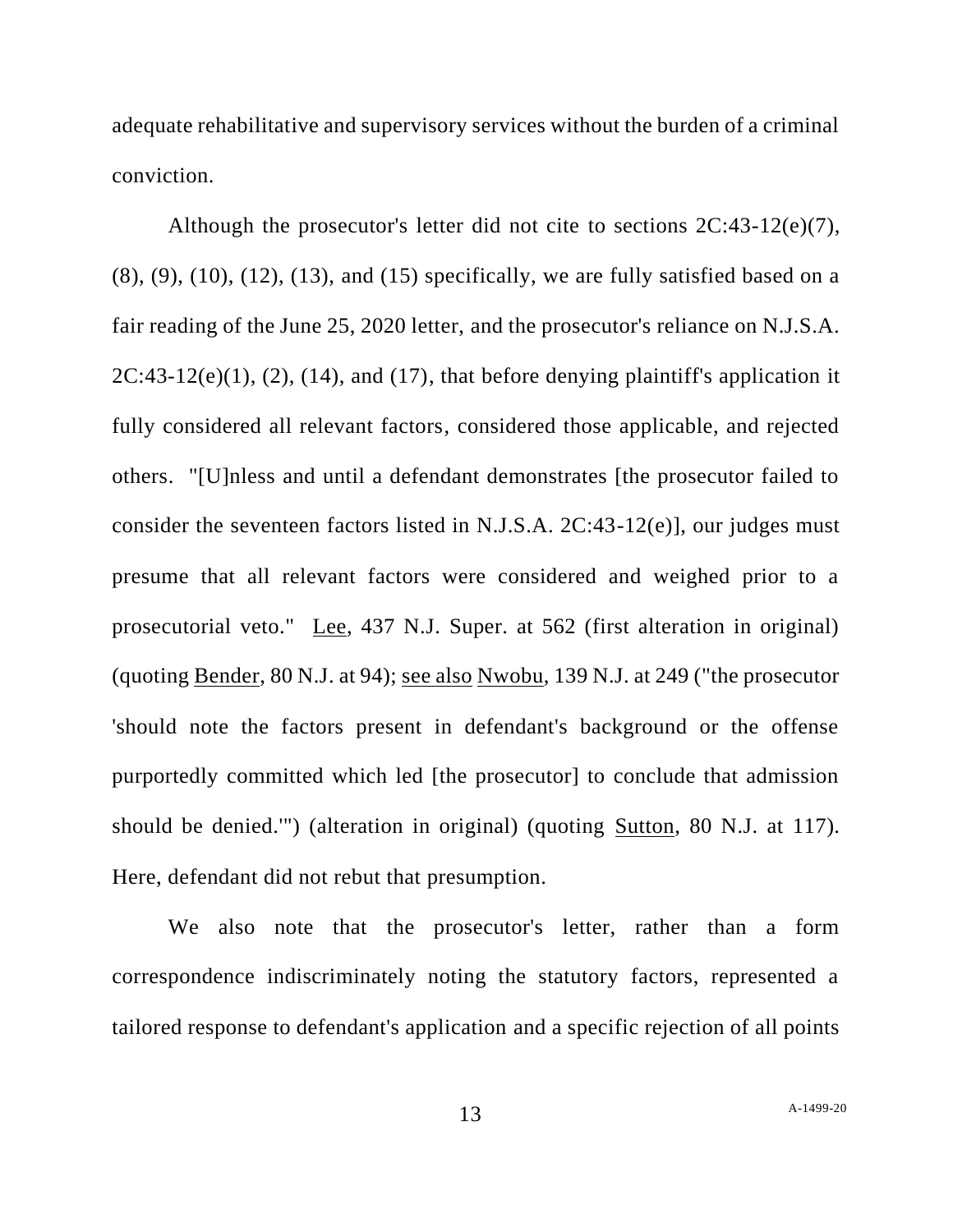adequate rehabilitative and supervisory services without the burden of a criminal conviction.

Although the prosecutor's letter did not cite to sections 2C:43-12(e)(7), (8), (9), (10), (12), (13), and (15) specifically, we are fully satisfied based on a fair reading of the June 25, 2020 letter, and the prosecutor's reliance on N.J.S.A. 2C:43-12(e)(1), (2), (14), and (17), that before denying plaintiff's application it fully considered all relevant factors, considered those applicable, and rejected others. "[U]nless and until a defendant demonstrates [the prosecutor failed to consider the seventeen factors listed in N.J.S.A. 2C:43-12(e)], our judges must presume that all relevant factors were considered and weighed prior to a prosecutorial veto." Lee, 437 N.J. Super. at 562 (first alteration in original) (quoting Bender, 80 N.J. at 94); see also Nwobu, 139 N.J. at 249 ("the prosecutor 'should note the factors present in defendant's background or the offense purportedly committed which led [the prosecutor] to conclude that admission should be denied.'") (alteration in original) (quoting Sutton, 80 N.J. at 117). Here, defendant did not rebut that presumption.

We also note that the prosecutor's letter, rather than a form correspondence indiscriminately noting the statutory factors, represented a tailored response to defendant's application and a specific rejection of all points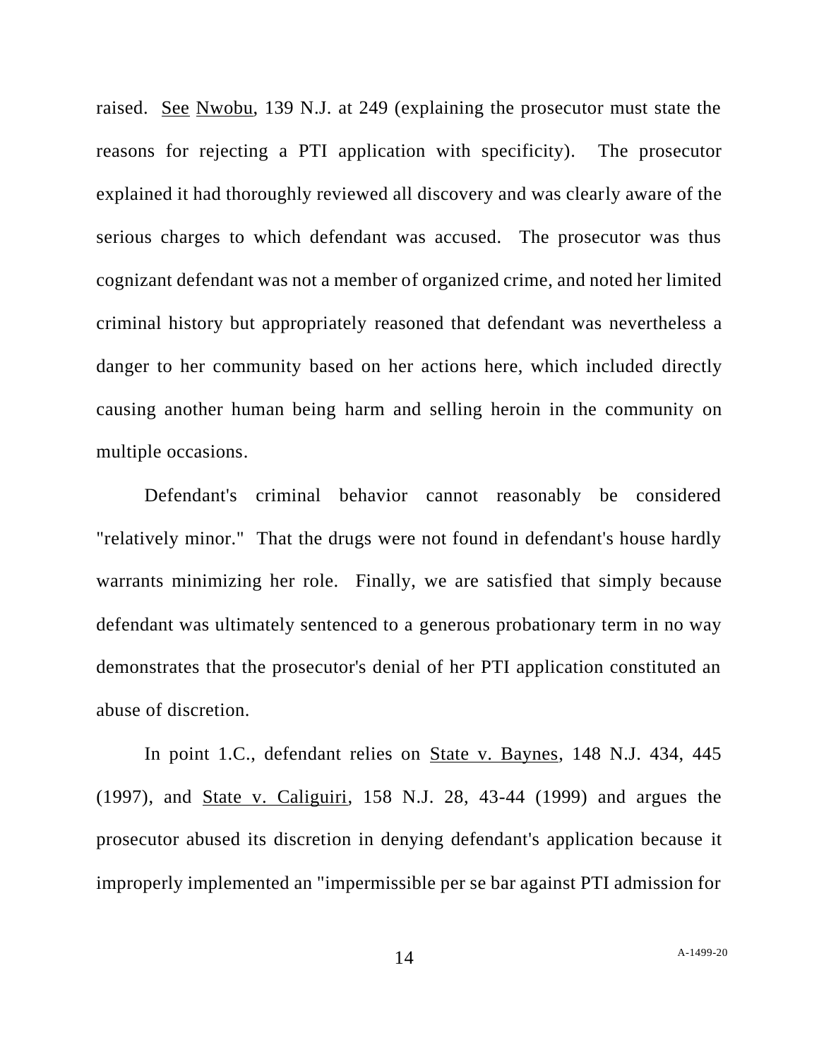raised. See Nwobu, 139 N.J. at 249 (explaining the prosecutor must state the reasons for rejecting a PTI application with specificity). The prosecutor explained it had thoroughly reviewed all discovery and was clearly aware of the serious charges to which defendant was accused. The prosecutor was thus cognizant defendant was not a member of organized crime, and noted her limited criminal history but appropriately reasoned that defendant was nevertheless a danger to her community based on her actions here, which included directly causing another human being harm and selling heroin in the community on multiple occasions.

Defendant's criminal behavior cannot reasonably be considered "relatively minor." That the drugs were not found in defendant's house hardly warrants minimizing her role. Finally, we are satisfied that simply because defendant was ultimately sentenced to a generous probationary term in no way demonstrates that the prosecutor's denial of her PTI application constituted an abuse of discretion.

In point 1.C., defendant relies on State v. Baynes, 148 N.J. 434, 445 (1997), and State v. Caliguiri, 158 N.J. 28, 43-44 (1999) and argues the prosecutor abused its discretion in denying defendant's application because it improperly implemented an "impermissible per se bar against PTI admission for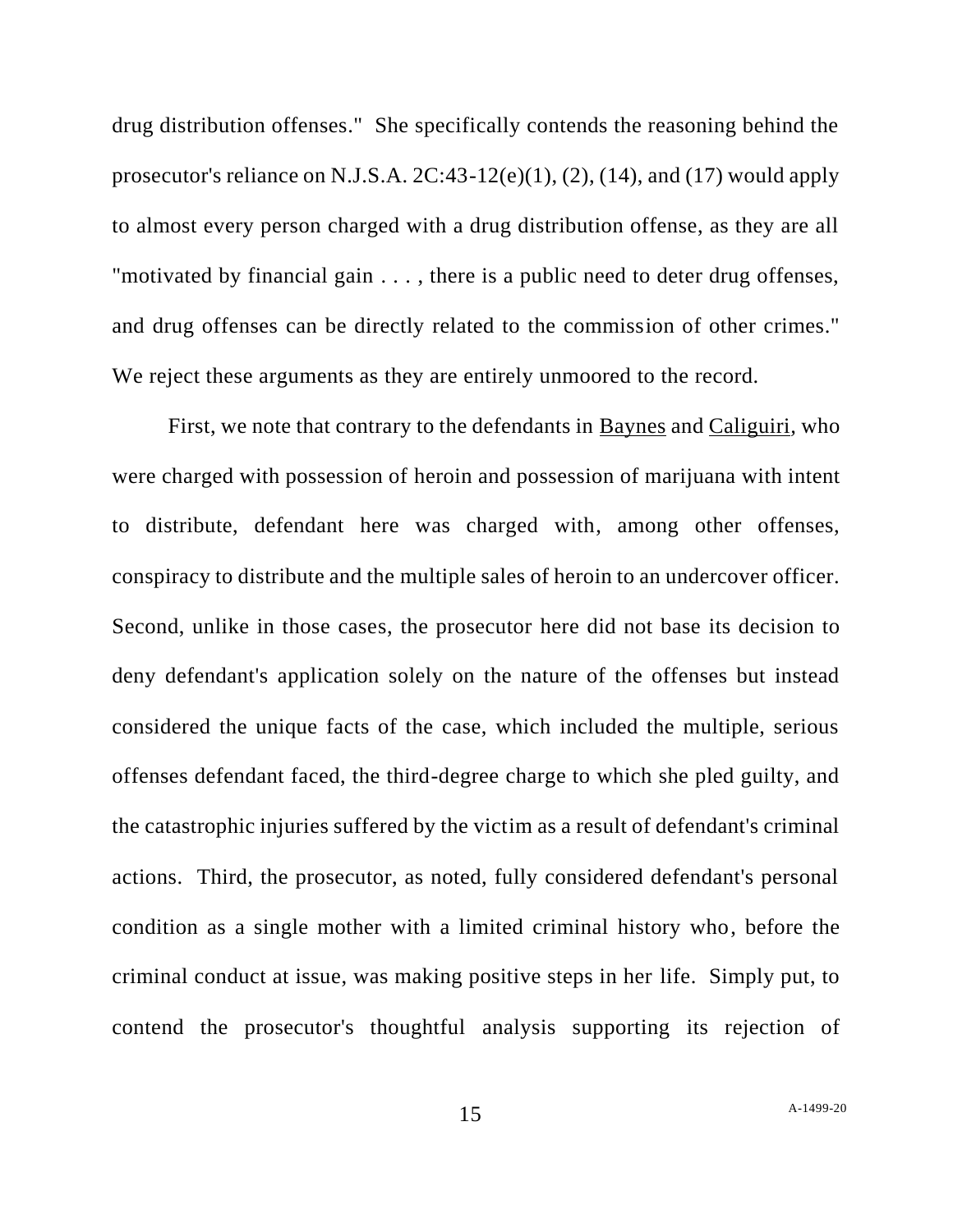drug distribution offenses." She specifically contends the reasoning behind the prosecutor's reliance on N.J.S.A. 2C:43-12(e)(1), (2), (14), and (17) would apply to almost every person charged with a drug distribution offense, as they are all "motivated by financial gain . . . , there is a public need to deter drug offenses, and drug offenses can be directly related to the commission of other crimes." We reject these arguments as they are entirely unmoored to the record.

First, we note that contrary to the defendants in Baynes and Caliguiri, who were charged with possession of heroin and possession of marijuana with intent to distribute, defendant here was charged with, among other offenses, conspiracy to distribute and the multiple sales of heroin to an undercover officer. Second, unlike in those cases, the prosecutor here did not base its decision to deny defendant's application solely on the nature of the offenses but instead considered the unique facts of the case, which included the multiple, serious offenses defendant faced, the third-degree charge to which she pled guilty, and the catastrophic injuries suffered by the victim as a result of defendant's criminal actions. Third, the prosecutor, as noted, fully considered defendant's personal condition as a single mother with a limited criminal history who, before the criminal conduct at issue, was making positive steps in her life. Simply put, to contend the prosecutor's thoughtful analysis supporting its rejection of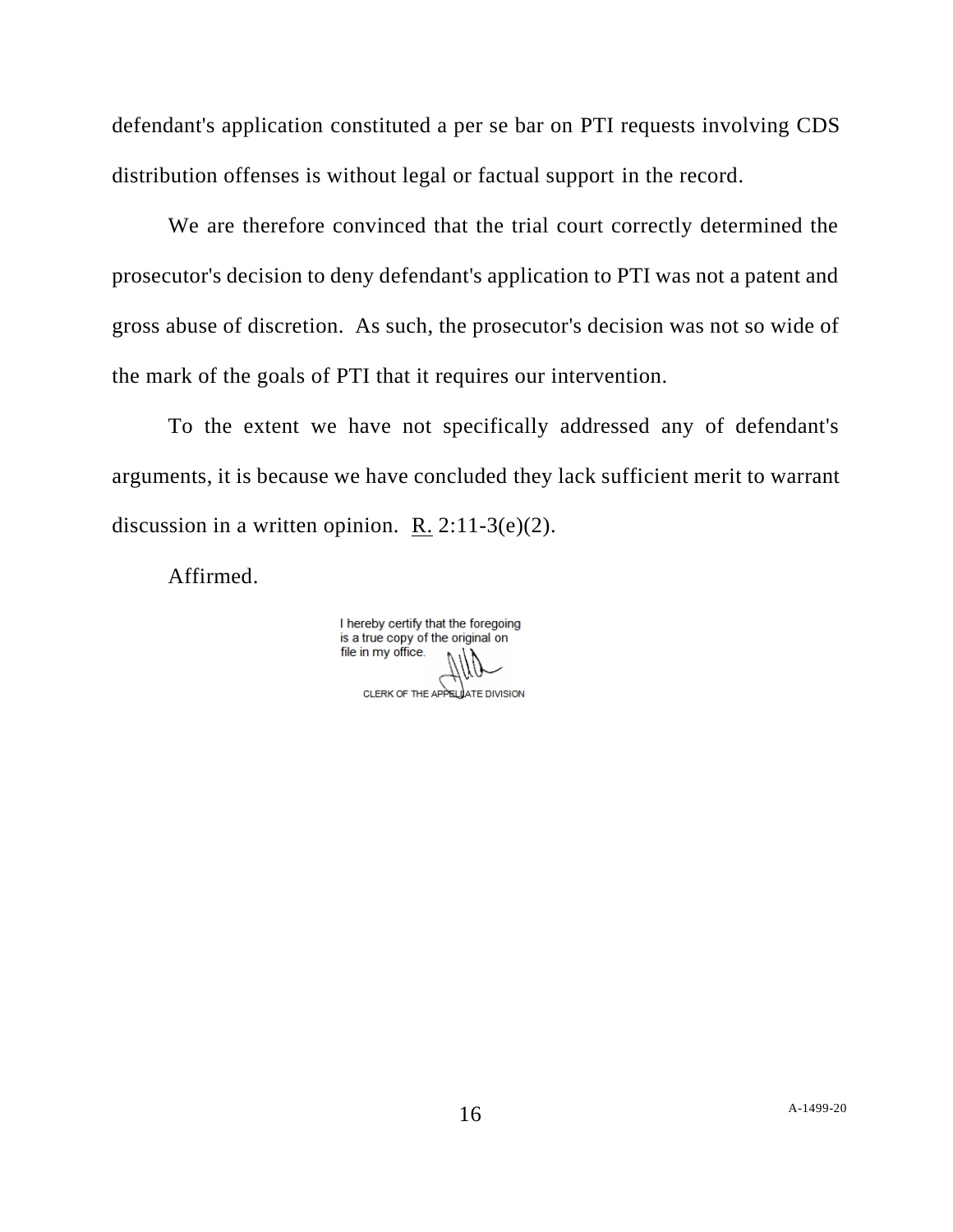defendant's application constituted a per se bar on PTI requests involving CDS distribution offenses is without legal or factual support in the record.

We are therefore convinced that the trial court correctly determined the prosecutor's decision to deny defendant's application to PTI was not a patent and gross abuse of discretion. As such, the prosecutor's decision was not so wide of the mark of the goals of PTI that it requires our intervention.

To the extent we have not specifically addressed any of defendant's arguments, it is because we have concluded they lack sufficient merit to warrant discussion in a written opinion. R. 2:11-3(e)(2).

Affirmed.

I hereby certify that the foregoing is a true copy of the original on file in my office.

CLERK OF THE APPELLATE DIVISION